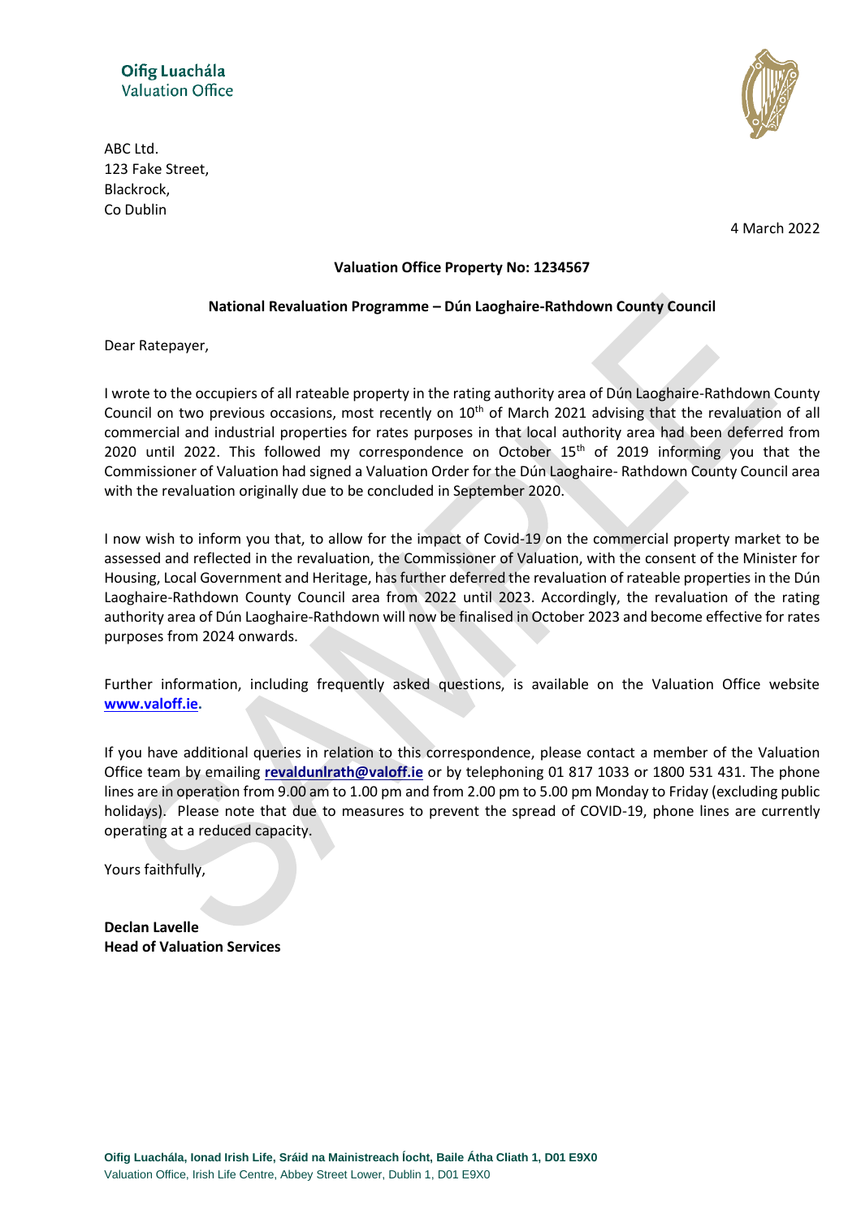Oifig Luachála
Valuation Office

ABC Ltd.
123 Fake Street,
Blackrock,
Co Dublin

4 March 2022

**Valuation Office Property No: 1234567**

**National Revaluation Programme – Dún Laoghaire-Rathdown County Council**

Dear Ratepayer,

I wrote to the occupiers of all rateable property in the rating authority area of Dún Laoghaire-Rathdown County Council on two previous occasions, most recently on 10th of March 2021 advising that the revaluation of all commercial and industrial properties for rates purposes in that local authority area had been deferred from 2020 until 2022. This followed my correspondence on October 15th of 2019 informing you that the Commissioner of Valuation had signed a Valuation Order for the Dún Laoghaire- Rathdown County Council area with the revaluation originally due to be concluded in September 2020.

I now wish to inform you that, to allow for the impact of Covid-19 on the commercial property market to be assessed and reflected in the revaluation, the Commissioner of Valuation, with the consent of the Minister for Housing, Local Government and Heritage, has further deferred the revaluation of rateable properties in the Dún Laoghaire-Rathdown County Council area from 2022 until 2023. Accordingly, the revaluation of the rating authority area of Dún Laoghaire-Rathdown will now be finalised in October 2023 and become effective for rates purposes from 2024 onwards.

Further information, including frequently asked questions, is available on the Valuation Office website **www.valoff.ie.**

If you have additional queries in relation to this correspondence, please contact a member of the Valuation Office team by emailing **revaldunlrath@valoff.ie** or by telephoning 01 817 1033 or 1800 531 431. The phone lines are in operation from 9.00 am to 1.00 pm and from 2.00 pm to 5.00 pm Monday to Friday (excluding public holidays). Please note that due to measures to prevent the spread of COVID-19, phone lines are currently operating at a reduced capacity.

Yours faithfully,

**Declan Lavelle**
**Head of Valuation Services**

**Oifig Luachála, Ionad Irish Life, Sráid na Mainistreach Íocht, Baile Átha Cliath 1, D01 E9X0**
Valuation Office, Irish Life Centre, Abbey Street Lower, Dublin 1, D01 E9X0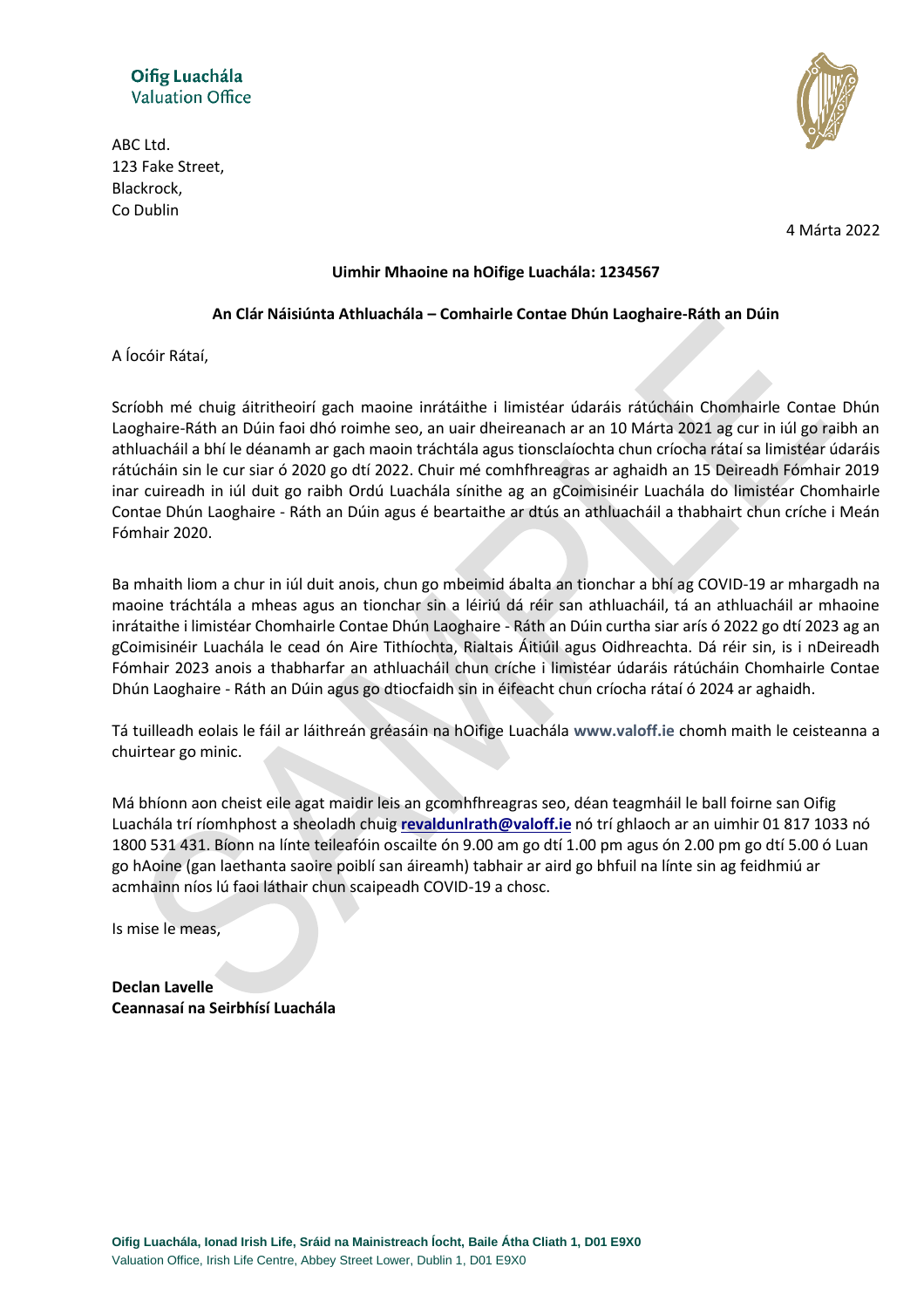Oifig Luachála
Valuation Office

ABC Ltd.
123 Fake Street,
Blackrock,
Co Dublin

4 Márta 2022

**Uimhir Mhaoine na hOifige Luachála: 1234567**

**An Clár Náisiúnta Athluachála – Comhairle Contae Dhún Laoghaire-Ráth an Dúin**

A Íocóir Rátaí,

Scríobh mé chuig áitritheoirí gach maoine inrátáithe i limistéar údaráis rátúcháin Chomhairle Contae Dhún Laoghaire-Ráth an Dúin faoi dhó roimhe seo, an uair dheireanach ar an 10 Márta 2021 ag cur in iúl go raibh an athluacháil a bhí le déanamh ar gach maoin tráchtála agus tionsclaíochta chun críocha rátaí sa limistéar údaráis rátúcháin sin le cur siar ó 2020 go dtí 2022. Chuir mé comhfhreagras ar aghaidh an 15 Deireadh Fómhair 2019 inar cuireadh in iúl duit go raibh Ordú Luachála sínithe ag an gCoimisinéir Luachála do limistéar Chomhairle Contae Dhún Laoghaire - Ráth an Dúin agus é beartaithe ar dtús an athluacháil a thabhairt chun críche i Meán Fómhair 2020.

Ba mhaith liom a chur in iúl duit anois, chun go mbeimid ábalta an tionchar a bhí ag COVID-19 ar mhargadh na maoine tráchtála a mheas agus an tionchar sin a léiriú dá réir san athluacháil, tá an athluacháil ar mhaoine inrátaithe i limistéar Chomhairle Contae Dhún Laoghaire - Ráth an Dúin curtha siar arís ó 2022 go dtí 2023 ag an gCoimisinéir Luachála le cead ón Aire Tithíochta, Rialtais Áitiúil agus Oidhreachta. Dá réir sin, is i nDeireadh Fómhair 2023 anois a thabharfar an athluacháil chun críche i limistéar údaráis rátúcháin Chomhairle Contae Dhún Laoghaire - Ráth an Dúin agus go dtiocfaidh sin in éifeacht chun críocha rátaí ó 2024 ar aghaidh.

Tá tuilleadh eolais le fáil ar láithreán gréasáin na hOifige Luachála **www.valoff.ie** chomh maith le ceisteanna a chuirtear go minic.

Má bhíonn aon cheist eile agat maidir leis an gcomhfhreagras seo, déan teagmháil le ball foirne san Oifig Luachála trí ríomhphost a sheoladh chuig **revaldunlrath@valoff.ie** nó trí ghlaoch ar an uimhir 01 817 1033 nó 1800 531 431. Bíonn na línte teileafóin oscailte ón 9.00 am go dtí 1.00 pm agus ón 2.00 pm go dtí 5.00 ó Luan go hAoine (gan laethanta saoire poiblí san áireamh) tabhair ar aird go bhfuil na línte sin ag feidhmiú ar acmhainn níos lú faoi láthair chun scaipeadh COVID-19 a chosc.

Is mise le meas,

**Declan Lavelle**
**Ceannasaí na Seirbhísí Luachála**

**Oifig Luachála, Ionad Irish Life, Sráid na Mainistreach Íocht, Baile Átha Cliath 1, D01 E9X0**
Valuation Office, Irish Life Centre, Abbey Street Lower, Dublin 1, D01 E9X0